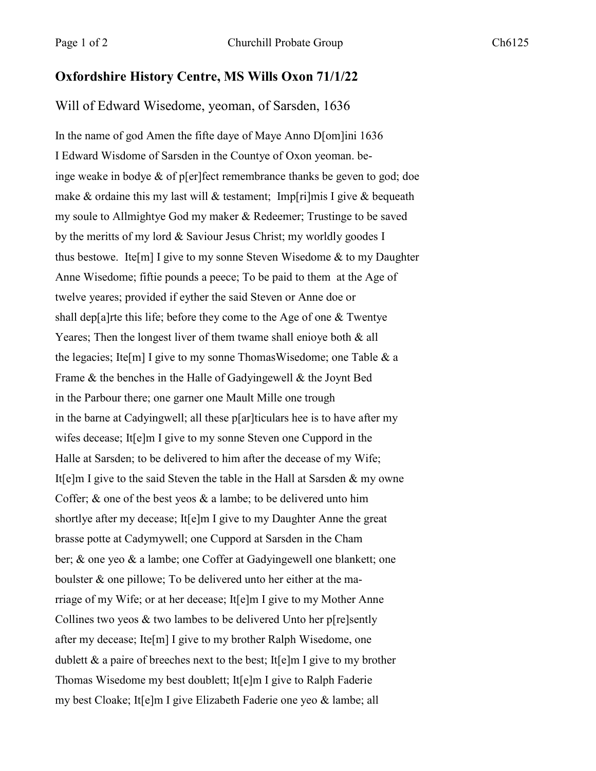## Oxfordshire History Centre, MS Wills Oxon 71/1/22

### Will of Edward Wisedome, yeoman, of Sarsden, 1636

In the name of god Amen the fifte daye of Maye Anno D[om]ini 1636
I Edward Wisdome of Sarsden in the Countye of Oxon yeoman. be-
inge weake in bodye & of p[er]fect remembrance thanks be geven to god; doe
make & ordaine this my last will & testament;  Imp[ri]mis I give & bequeath
my soule to Allmightye God my maker & Redeemer; Trustinge to be saved
by the meritts of my lord & Saviour Jesus Christ; my worldly goodes I
thus bestowe.  Ite[m] I give to my sonne Steven Wisedome & to my Daughter
Anne Wisedome; fiftie pounds a peece; To be paid to them  at the Age of
twelve yeares; provided if eyther the said Steven or Anne doe or
shall dep[a]rte this life; before they come to the Age of one & Twentye
Yeares; Then the longest liver of them twame shall enioye both & all
the legacies; Ite[m] I give to my sonne ThomasWisedome; one Table & a
Frame & the benches in the Halle of Gadyingewell & the Joynt Bed
in the Parbour there; one garner one Mault Mille one trough
in the barne at Cadyingwell; all these p[ar]ticulars hee is to have after my
wifes decease; It[e]m I give to my sonne Steven one Cuppord in the
Halle at Sarsden; to be delivered to him after the decease of my Wife;
It[e]m I give to the said Steven the table in the Hall at Sarsden & my owne
Coffer; & one of the best yeos & a lambe; to be delivered unto him
shortlye after my decease; It[e]m I give to my Daughter Anne the great
brasse potte at Cadymywell; one Cuppord at Sarsden in the Cham
ber; & one yeo & a lambe; one Coffer at Gadyingewell one blankett; one
boulster & one pillowe; To be delivered unto her either at the ma-
rriage of my Wife; or at her decease; It[e]m I give to my Mother Anne
Collines two yeos & two lambes to be delivered Unto her p[re]sently
after my decease; Ite[m] I give to my brother Ralph Wisedome, one
dublett & a paire of breeches next to the best; It[e]m I give to my brother
Thomas Wisedome my best doublett; It[e]m I give to Ralph Faderie
my best Cloake; It[e]m I give Elizabeth Faderie one yeo & lambe; all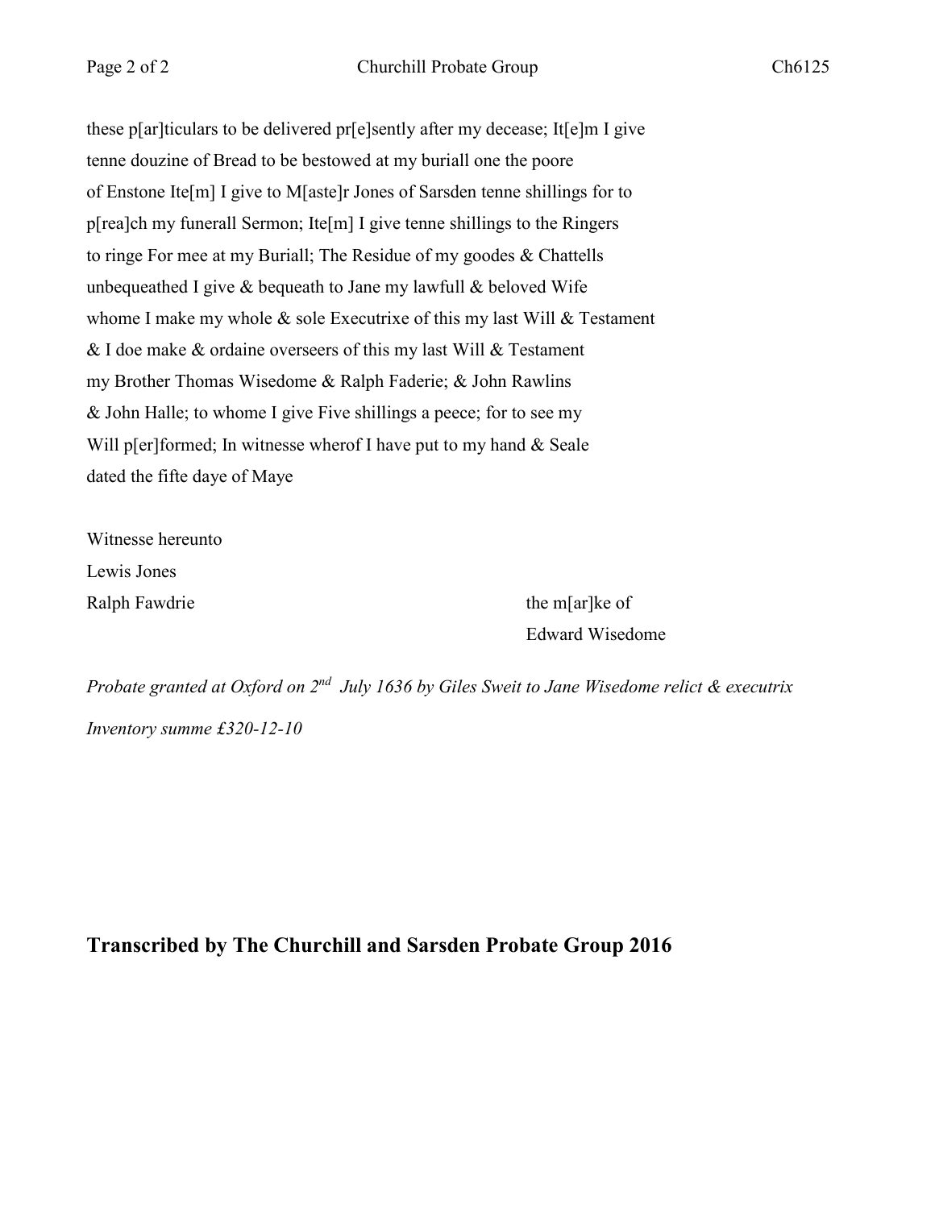these p[ar]ticulars to be delivered pr[e]sently after my decease; It[e]m I give
tenne douzine of Bread to be bestowed at my buriall one the poore
of Enstone Ite[m] I give to M[aste]r Jones of Sarsden tenne shillings for to
p[rea]ch my funerall Sermon; Ite[m] I give tenne shillings to the Ringers
to ringe For mee at my Buriall; The Residue of my goodes & Chattells
unbequeathed I give & bequeath to Jane my lawfull & beloved Wife
whome I make my whole & sole Executrixe of this my last Will & Testament
& I doe make & ordaine overseers of this my last Will & Testament
my Brother Thomas Wisedome & Ralph Faderie; & John Rawlins
& John Halle; to whome I give Five shillings a peece; for to see my
Will p[er]formed; In witnesse wherof I have put to my hand & Seale
dated the fifte daye of Maye

Witnesse hereunto
Lewis Jones
Ralph Fawdrie

the m[ar]ke of
Edward Wisedome

*Probate granted at Oxford on 2nd July 1636 by Giles Sweit to Jane Wisedome relict & executrix*

*Inventory summe £320-12-10*

**Transcribed by The Churchill and Sarsden Probate Group 2016**